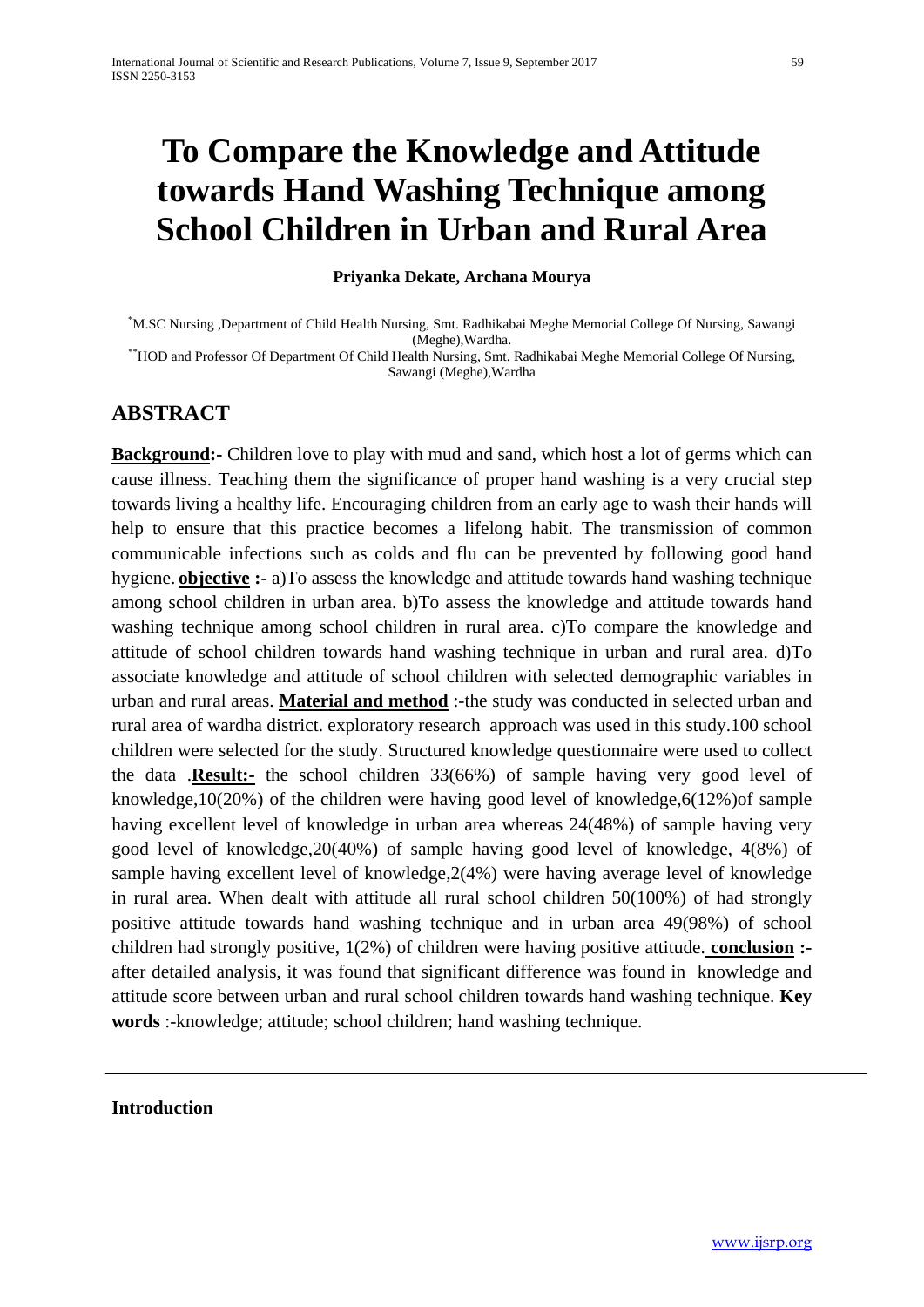# To Compare the Knowledge and Attitude towards Hand Washing Technique among School Children in Urban and Rural Area

**Priyanka Dekate, Archana Mourya**

[*]M.SC Nursing ,Department of Child Health Nursing, Smt. Radhikabai Meghe Memorial College Of Nursing, Sawangi (Meghe),Wardha.
[**]HOD and Professor Of Department Of Child Health Nursing, Smt. Radhikabai Meghe Memorial College Of Nursing, Sawangi (Meghe),Wardha

## ABSTRACT

**Background:-** Children love to play with mud and sand, which host a lot of germs which can cause illness. Teaching them the significance of proper hand washing is a very crucial step towards living a healthy life. Encouraging children from an early age to wash their hands will help to ensure that this practice becomes a lifelong habit. The transmission of common communicable infections such as colds and flu can be prevented by following good hand hygiene. **objective :-** a)To assess the knowledge and attitude towards hand washing technique among school children in urban area. b)To assess the knowledge and attitude towards hand washing technique among school children in rural area. c)To compare the knowledge and attitude of school children towards hand washing technique in urban and rural area. d)To associate knowledge and attitude of school children with selected demographic variables in urban and rural areas. **Material and method** :-the study was conducted in selected urban and rural area of wardha district. exploratory research approach was used in this study.100 school children were selected for the study. Structured knowledge questionnaire were used to collect the data .**Result:-** the school children 33(66%) of sample having very good level of knowledge,10(20%) of the children were having good level of knowledge,6(12%)of sample having excellent level of knowledge in urban area whereas 24(48%) of sample having very good level of knowledge,20(40%) of sample having good level of knowledge, 4(8%) of sample having excellent level of knowledge,2(4%) were having average level of knowledge in rural area. When dealt with attitude all rural school children 50(100%) of had strongly positive attitude towards hand washing technique and in urban area 49(98%) of school children had strongly positive, 1(2%) of children were having positive attitude. **conclusion :-** after detailed analysis, it was found that significant difference was found in knowledge and attitude score between urban and rural school children towards hand washing technique. **Key words** :-knowledge; attitude; school children; hand washing technique.

---

**Introduction**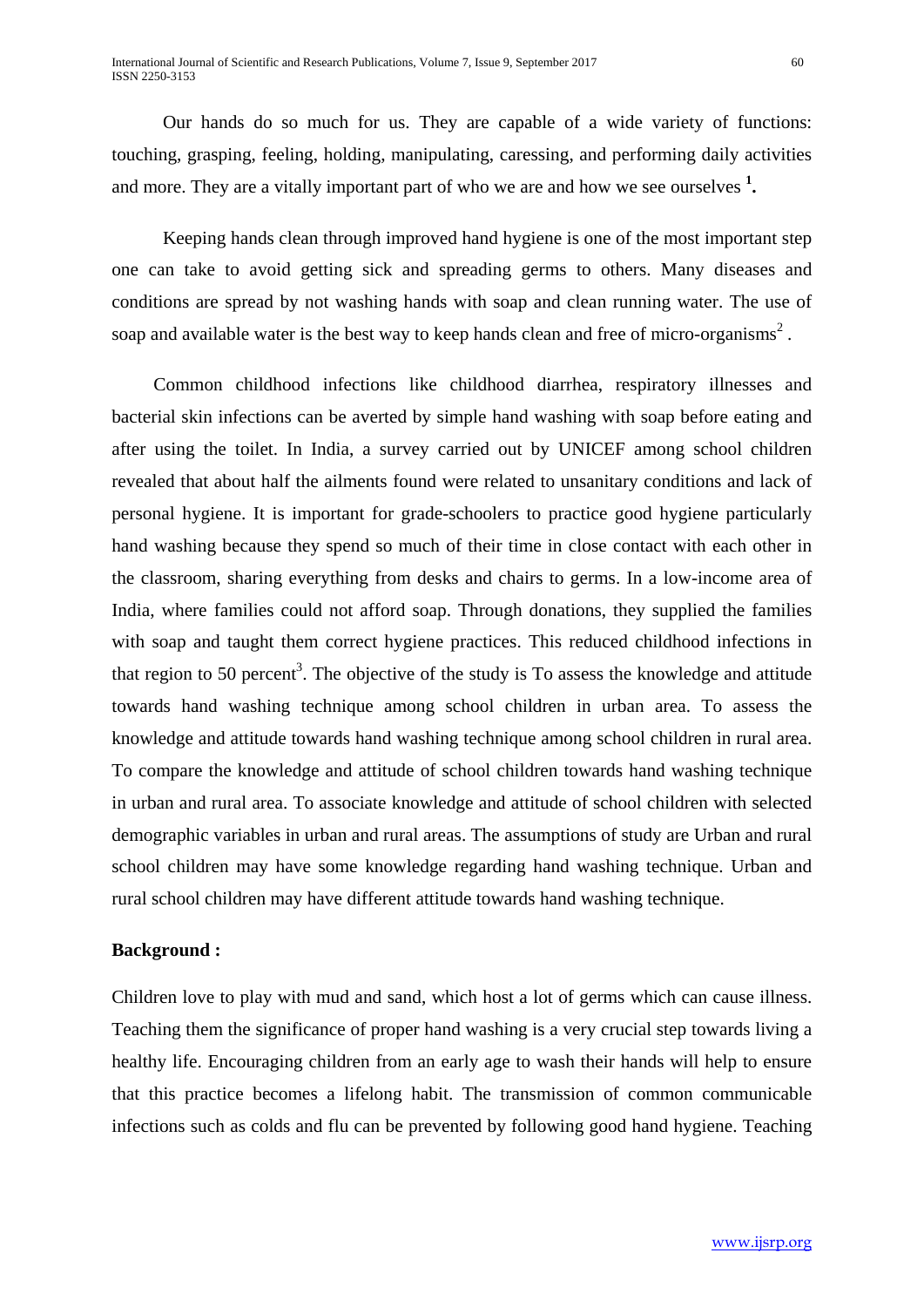Our hands do so much for us. They are capable of a wide variety of functions: touching, grasping, feeling, holding, manipulating, caressing, and performing daily activities and more. They are a vitally important part of who we are and how we see ourselves [1].

Keeping hands clean through improved hand hygiene is one of the most important step one can take to avoid getting sick and spreading germs to others. Many diseases and conditions are spread by not washing hands with soap and clean running water. The use of soap and available water is the best way to keep hands clean and free of micro-organisms[2] .

Common childhood infections like childhood diarrhea, respiratory illnesses and bacterial skin infections can be averted by simple hand washing with soap before eating and after using the toilet. In India, a survey carried out by UNICEF among school children revealed that about half the ailments found were related to unsanitary conditions and lack of personal hygiene. It is important for grade-schoolers to practice good hygiene particularly hand washing because they spend so much of their time in close contact with each other in the classroom, sharing everything from desks and chairs to germs. In a low-income area of India, where families could not afford soap. Through donations, they supplied the families with soap and taught them correct hygiene practices. This reduced childhood infections in that region to 50 percent[3]. The objective of the study is To assess the knowledge and attitude towards hand washing technique among school children in urban area. To assess the knowledge and attitude towards hand washing technique among school children in rural area. To compare the knowledge and attitude of school children towards hand washing technique in urban and rural area. To associate knowledge and attitude of school children with selected demographic variables in urban and rural areas. The assumptions of study are Urban and rural school children may have some knowledge regarding hand washing technique. Urban and rural school children may have different attitude towards hand washing technique.

**Background :**

Children love to play with mud and sand, which host a lot of germs which can cause illness. Teaching them the significance of proper hand washing is a very crucial step towards living a healthy life. Encouraging children from an early age to wash their hands will help to ensure that this practice becomes a lifelong habit. The transmission of common communicable infections such as colds and flu can be prevented by following good hand hygiene. Teaching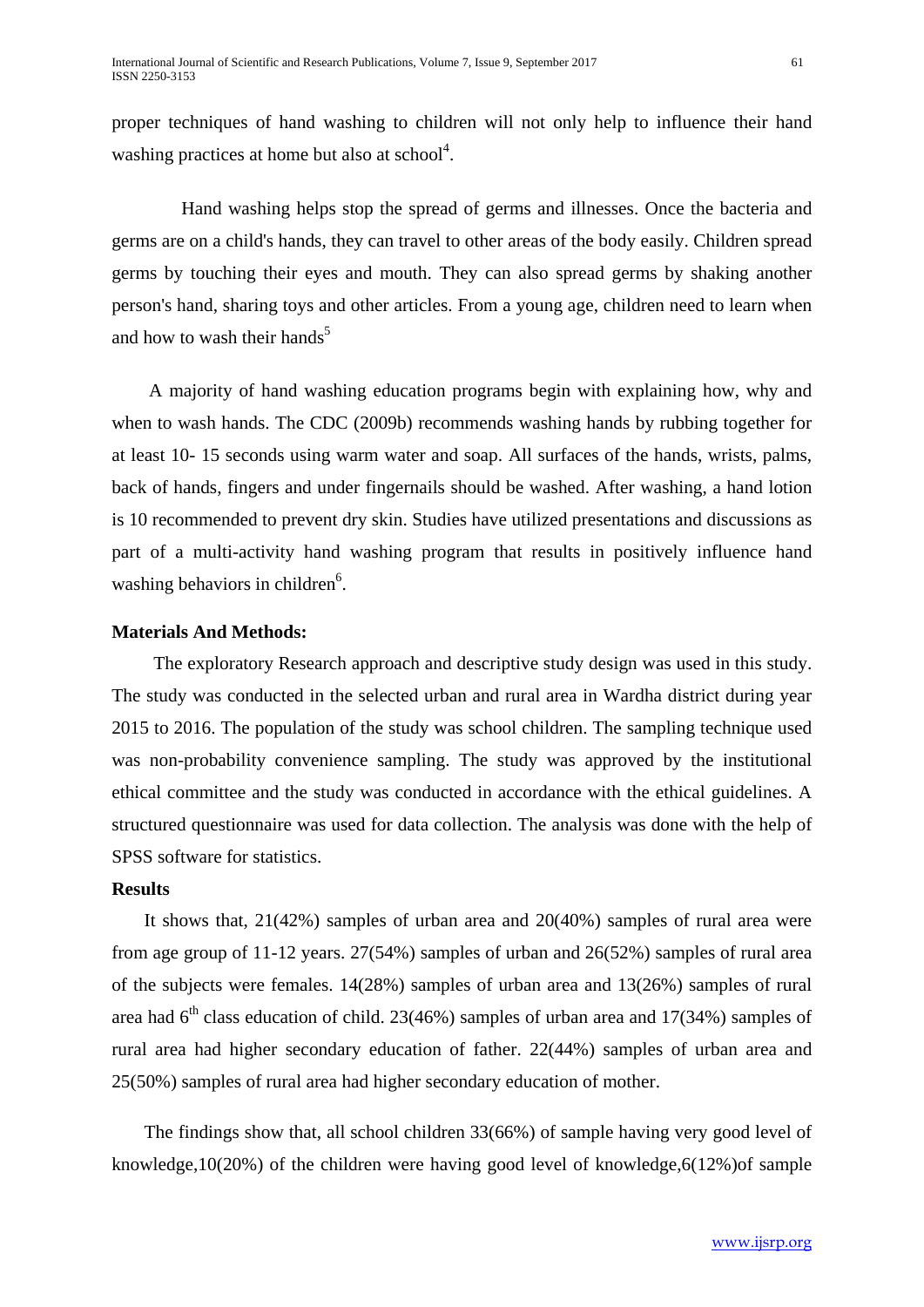proper techniques of hand washing to children will not only help to influence their hand washing practices at home but also at school[4].

Hand washing helps stop the spread of germs and illnesses. Once the bacteria and germs are on a child's hands, they can travel to other areas of the body easily. Children spread germs by touching their eyes and mouth. They can also spread germs by shaking another person's hand, sharing toys and other articles. From a young age, children need to learn when and how to wash their hands[5]

A majority of hand washing education programs begin with explaining how, why and when to wash hands. The CDC (2009b) recommends washing hands by rubbing together for at least 10- 15 seconds using warm water and soap. All surfaces of the hands, wrists, palms, back of hands, fingers and under fingernails should be washed. After washing, a hand lotion is 10 recommended to prevent dry skin. Studies have utilized presentations and discussions as part of a multi-activity hand washing program that results in positively influence hand washing behaviors in children[6].

**Materials And Methods:**

The exploratory Research approach and descriptive study design was used in this study. The study was conducted in the selected urban and rural area in Wardha district during year 2015 to 2016. The population of the study was school children. The sampling technique used was non-probability convenience sampling. The study was approved by the institutional ethical committee and the study was conducted in accordance with the ethical guidelines. A structured questionnaire was used for data collection. The analysis was done with the help of SPSS software for statistics.

**Results**

It shows that, 21(42%) samples of urban area and 20(40%) samples of rural area were from age group of 11-12 years. 27(54%) samples of urban and 26(52%) samples of rural area of the subjects were females. 14(28%) samples of urban area and 13(26%) samples of rural area had 6$^{th}$ class education of child. 23(46%) samples of urban area and 17(34%) samples of rural area had higher secondary education of father. 22(44%) samples of urban area and 25(50%) samples of rural area had higher secondary education of mother.

The findings show that, all school children 33(66%) of sample having very good level of knowledge,10(20%) of the children were having good level of knowledge,6(12%)of sample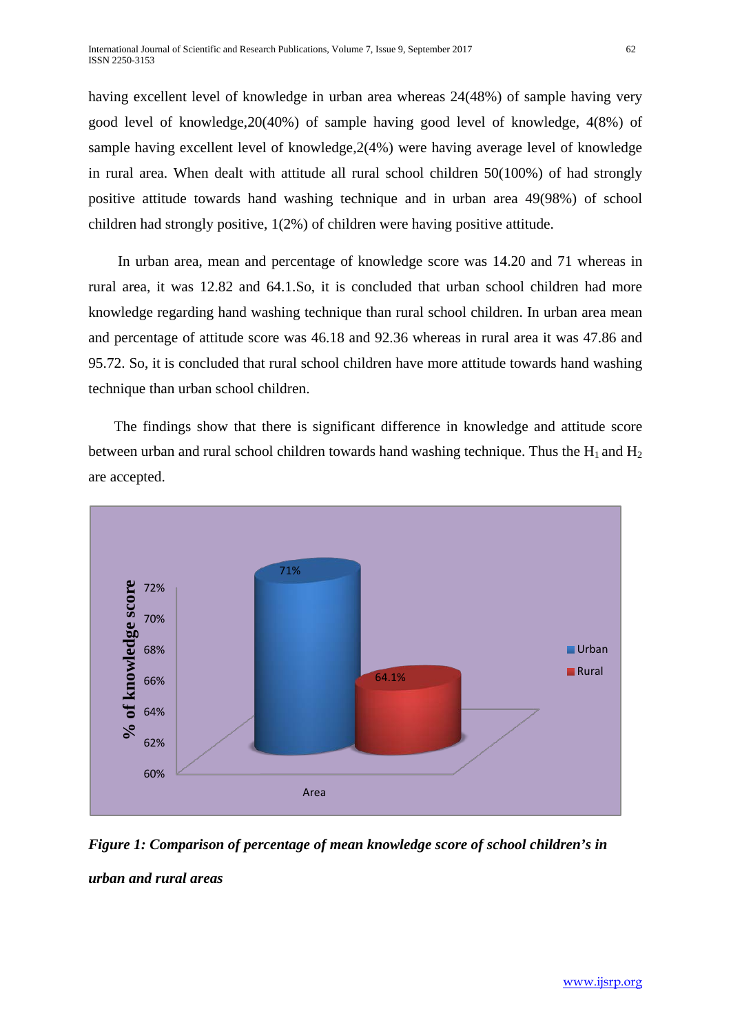having excellent level of knowledge in urban area whereas 24(48%) of sample having very good level of knowledge,20(40%) of sample having good level of knowledge, 4(8%) of sample having excellent level of knowledge,2(4%) were having average level of knowledge in rural area. When dealt with attitude all rural school children 50(100%) of had strongly positive attitude towards hand washing technique and in urban area 49(98%) of school children had strongly positive, 1(2%) of children were having positive attitude.

In urban area, mean and percentage of knowledge score was 14.20 and 71 whereas in rural area, it was 12.82 and 64.1.So, it is concluded that urban school children had more knowledge regarding hand washing technique than rural school children. In urban area mean and percentage of attitude score was 46.18 and 92.36 whereas in rural area it was 47.86 and 95.72. So, it is concluded that rural school children have more attitude towards hand washing technique than urban school children.

The findings show that there is significant difference in knowledge and attitude score between urban and rural school children towards hand washing technique. Thus the $H_1$ and $H_2$ are accepted.

*Figure 1: Comparison of percentage of mean knowledge score of school children's in urban and rural areas*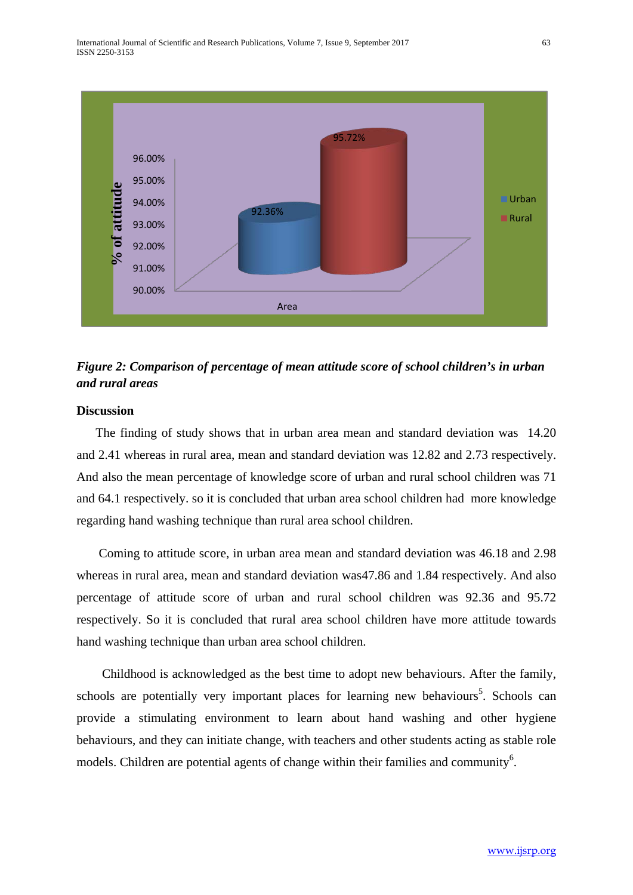*Figure 2: Comparison of percentage of mean attitude score of school children's in urban and rural areas*

**Discussion**

The finding of study shows that in urban area mean and standard deviation was 14.20 and 2.41 whereas in rural area, mean and standard deviation was 12.82 and 2.73 respectively. And also the mean percentage of knowledge score of urban and rural school children was 71 and 64.1 respectively. so it is concluded that urban area school children had more knowledge regarding hand washing technique than rural area school children.

Coming to attitude score, in urban area mean and standard deviation was 46.18 and 2.98 whereas in rural area, mean and standard deviation was47.86 and 1.84 respectively. And also percentage of attitude score of urban and rural school children was 92.36 and 95.72 respectively. So it is concluded that rural area school children have more attitude towards hand washing technique than urban area school children.

Childhood is acknowledged as the best time to adopt new behaviours. After the family, schools are potentially very important places for learning new behaviours[5]. Schools can provide a stimulating environment to learn about hand washing and other hygiene behaviours, and they can initiate change, with teachers and other students acting as stable role models. Children are potential agents of change within their families and community[6].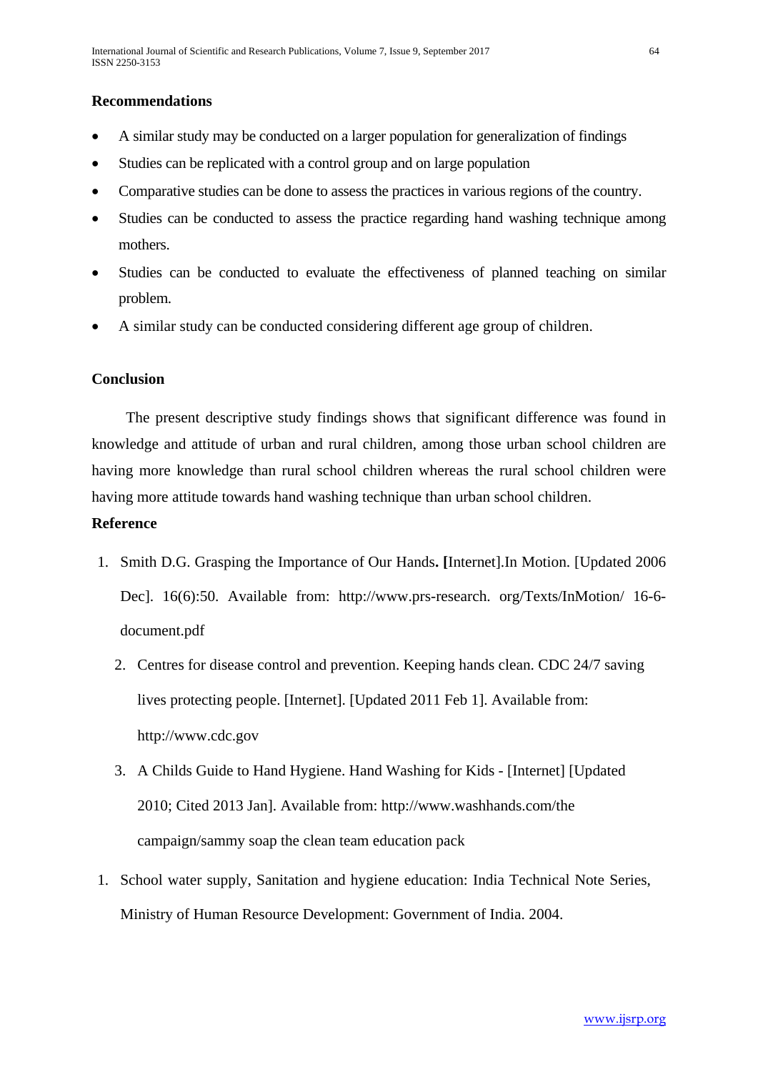**Recommendations**

- A similar study may be conducted on a larger population for generalization of findings
- Studies can be replicated with a control group and on large population
- Comparative studies can be done to assess the practices in various regions of the country.
- Studies can be conducted to assess the practice regarding hand washing technique among mothers.
- Studies can be conducted to evaluate the effectiveness of planned teaching on similar problem.
- A similar study can be conducted considering different age group of children.

**Conclusion**

The present descriptive study findings shows that significant difference was found in knowledge and attitude of urban and rural children, among those urban school children are having more knowledge than rural school children whereas the rural school children were having more attitude towards hand washing technique than urban school children.

**Reference**

1. Smith D.G. Grasping the Importance of Our Hands**. [**Internet].In Motion. [Updated 2006 Dec]. 16(6):50. Available from: http://www.prs-research. org/Texts/InMotion/ 16-6-document.pdf
2. Centres for disease control and prevention. Keeping hands clean. CDC 24/7 saving lives protecting people. [Internet]. [Updated 2011 Feb 1]. Available from: http://www.cdc.gov
3. A Childs Guide to Hand Hygiene. Hand Washing for Kids - [Internet] [Updated 2010; Cited 2013 Jan]. Available from: http://www.washhands.com/the campaign/sammy soap the clean team education pack

1. School water supply, Sanitation and hygiene education: India Technical Note Series, Ministry of Human Resource Development: Government of India. 2004.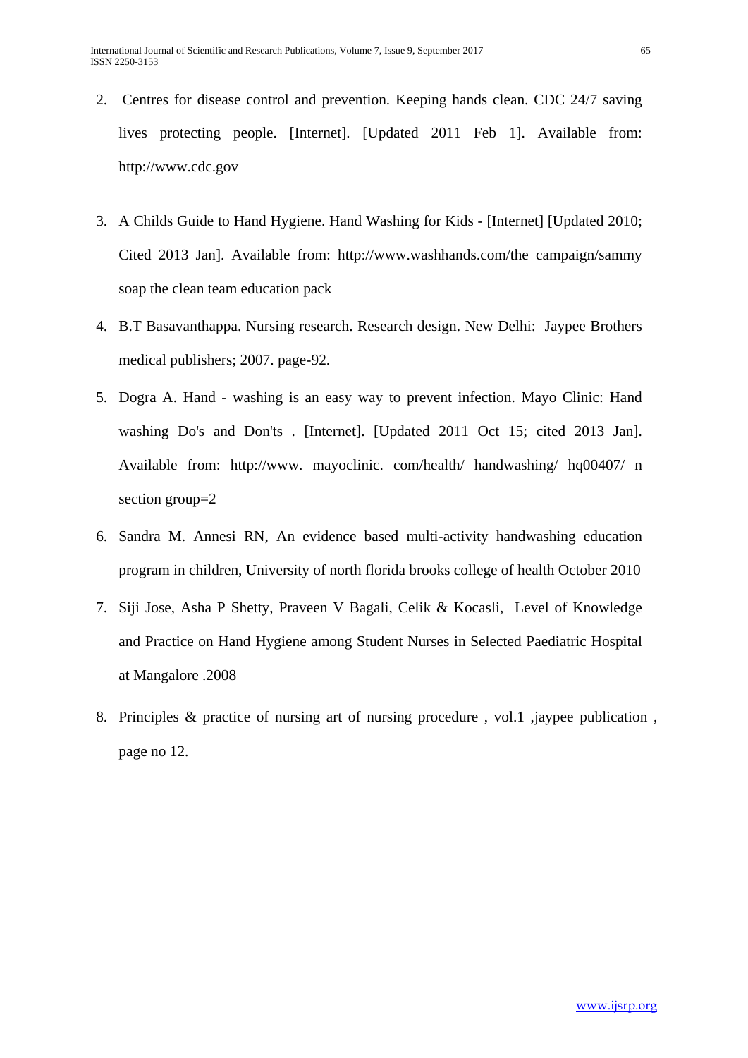2. Centres for disease control and prevention. Keeping hands clean. CDC 24/7 saving lives protecting people. [Internet]. [Updated 2011 Feb 1]. Available from: http://www.cdc.gov

3. A Childs Guide to Hand Hygiene. Hand Washing for Kids - [Internet] [Updated 2010; Cited 2013 Jan]. Available from: http://www.washhands.com/the campaign/sammy soap the clean team education pack

4. B.T Basavanthappa. Nursing research. Research design. New Delhi: Jaypee Brothers medical publishers; 2007. page-92.

5. Dogra A. Hand - washing is an easy way to prevent infection. Mayo Clinic: Hand washing Do's and Don'ts . [Internet]. [Updated 2011 Oct 15; cited 2013 Jan]. Available from: http://www. mayoclinic. com/health/ handwashing/ hq00407/ n section group=2

6. Sandra M. Annesi RN, An evidence based multi-activity handwashing education program in children, University of north florida brooks college of health October 2010

7. Siji Jose, Asha P Shetty, Praveen V Bagali, Celik & Kocasli, Level of Knowledge and Practice on Hand Hygiene among Student Nurses in Selected Paediatric Hospital at Mangalore .2008

8. Principles & practice of nursing art of nursing procedure , vol.1 ,jaypee publication , page no 12.